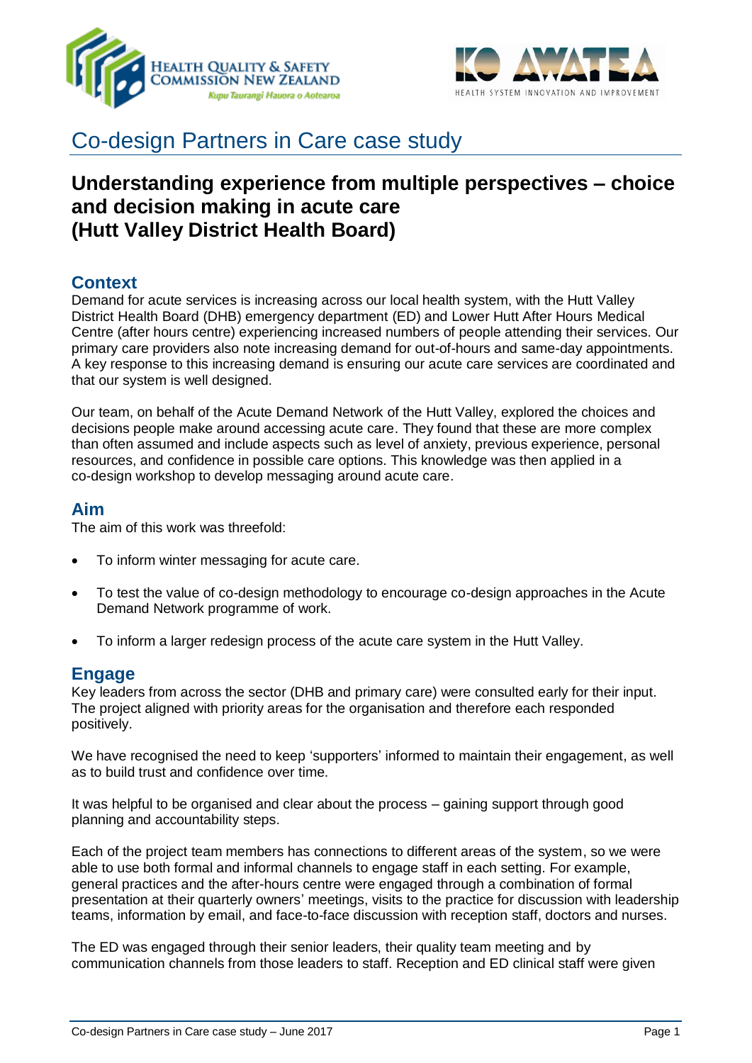# Co-design Partners in Care case study

## Understanding experience from multiple perspectives – choice and decision making in acute care (Hutt Valley District Health Board)

### Context

Demand for acute services is increasing across our local health system, with the Hutt Valley District Health Board (DHB) emergency department (ED) and Lower Hutt After Hours Medical Centre (after hours centre) experiencing increased numbers of people attending their services. Our primary care providers also note increasing demand for out-of-hours and same-day appointments. A key response to this increasing demand is ensuring our acute care services are coordinated and that our system is well designed.

Our team, on behalf of the Acute Demand Network of the Hutt Valley, explored the choices and decisions people make around accessing acute care. They found that these are more complex than often assumed and include aspects such as level of anxiety, previous experience, personal resources, and confidence in possible care options. This knowledge was then applied in a co-design workshop to develop messaging around acute care.

### Aim

The aim of this work was threefold:

- To inform winter messaging for acute care.
- To test the value of co-design methodology to encourage co-design approaches in the Acute Demand Network programme of work.
- To inform a larger redesign process of the acute care system in the Hutt Valley.

### Engage

Key leaders from across the sector (DHB and primary care) were consulted early for their input. The project aligned with priority areas for the organisation and therefore each responded positively.

We have recognised the need to keep 'supporters' informed to maintain their engagement, as well as to build trust and confidence over time.

It was helpful to be organised and clear about the process – gaining support through good planning and accountability steps.

Each of the project team members has connections to different areas of the system, so we were able to use both formal and informal channels to engage staff in each setting. For example, general practices and the after-hours centre were engaged through a combination of formal presentation at their quarterly owners' meetings, visits to the practice for discussion with leadership teams, information by email, and face-to-face discussion with reception staff, doctors and nurses.

The ED was engaged through their senior leaders, their quality team meeting and by communication channels from those leaders to staff. Reception and ED clinical staff were given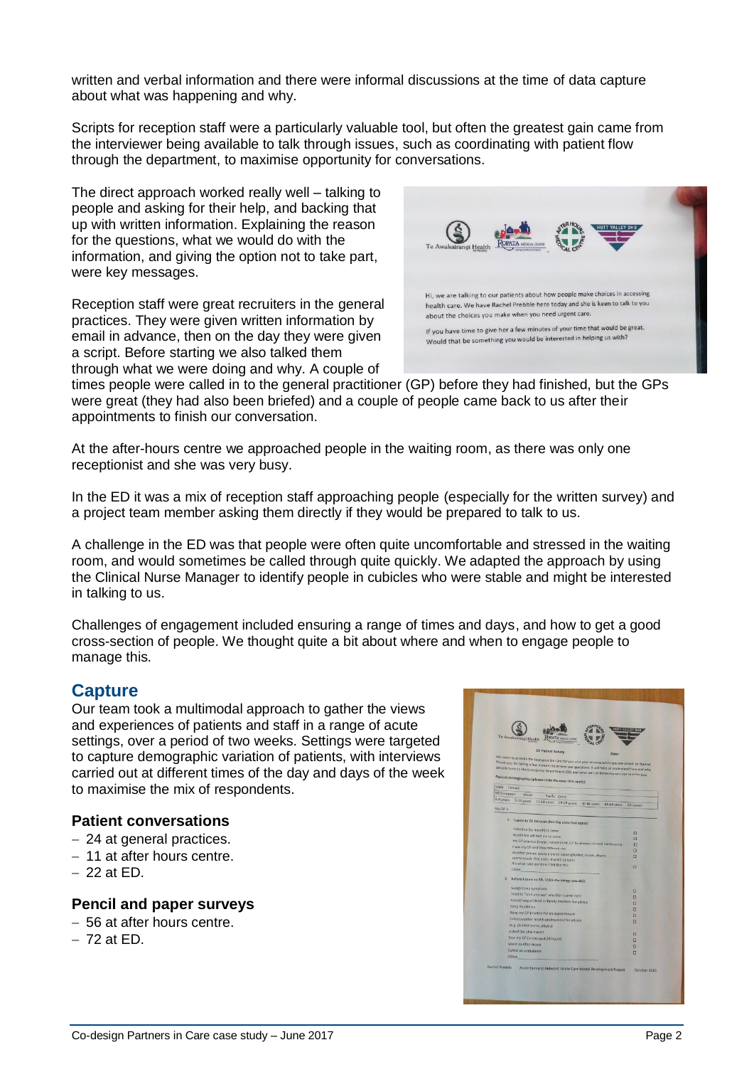written and verbal information and there were informal discussions at the time of data capture about what was happening and why.

Scripts for reception staff were a particularly valuable tool, but often the greatest gain came from the interviewer being available to talk through issues, such as coordinating with patient flow through the department, to maximise opportunity for conversations.

The direct approach worked really well – talking to people and asking for their help, and backing that up with written information. Explaining the reason for the questions, what we would do with the information, and giving the option not to take part, were key messages.

Reception staff were great recruiters in the general practices. They were given written information by email in advance, then on the day they were given a script. Before starting we also talked them through what we were doing and why. A couple of times people were called in to the general practitioner (GP) before they had finished, but the GPs were great (they had also been briefed) and a couple of people came back to us after their appointments to finish our conversation.

At the after-hours centre we approached people in the waiting room, as there was only one receptionist and she was very busy.

In the ED it was a mix of reception staff approaching people (especially for the written survey) and a project team member asking them directly if they would be prepared to talk to us.

A challenge in the ED was that people were often quite uncomfortable and stressed in the waiting room, and would sometimes be called through quite quickly. We adapted the approach by using the Clinical Nurse Manager to identify people in cubicles who were stable and might be interested in talking to us.

Challenges of engagement included ensuring a range of times and days, and how to get a good cross-section of people. We thought quite a bit about where and when to engage people to manage this.

## Capture

Our team took a multimodal approach to gather the views and experiences of patients and staff in a range of acute settings, over a period of two weeks. Settings were targeted to capture demographic variation of patients, with interviews carried out at different times of the day and days of the week to maximise the mix of respondents.

### Patient conversations

- 24 at general practices.
- 11 at after hours centre.
- 22 at ED.

### Pencil and paper surveys

- 56 at after hours centre.
- 72 at ED.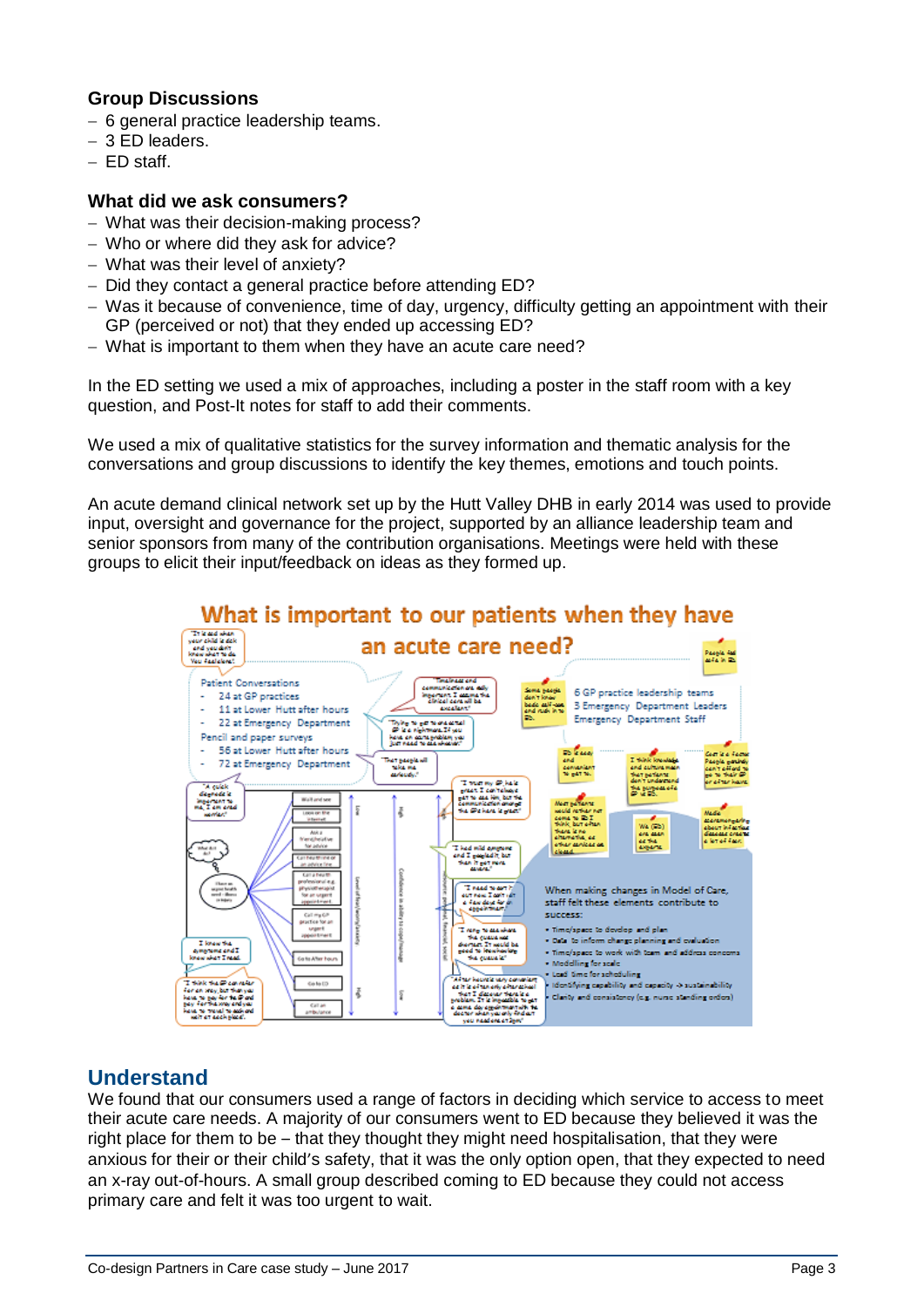### Group Discussions

- 6 general practice leadership teams.
- 3 ED leaders.
- ED staff.

### What did we ask consumers?

- What was their decision-making process?
- Who or where did they ask for advice?
- What was their level of anxiety?
- Did they contact a general practice before attending ED?
- Was it because of convenience, time of day, urgency, difficulty getting an appointment with their GP (perceived or not) that they ended up accessing ED?
- What is important to them when they have an acute care need?

In the ED setting we used a mix of approaches, including a poster in the staff room with a key question, and Post-It notes for staff to add their comments.

We used a mix of qualitative statistics for the survey information and thematic analysis for the conversations and group discussions to identify the key themes, emotions and touch points.

An acute demand clinical network set up by the Hutt Valley DHB in early 2014 was used to provide input, oversight and governance for the project, supported by an alliance leadership team and senior sponsors from many of the contribution organisations. Meetings were held with these groups to elicit their input/feedback on ideas as they formed up.

## Understand

We found that our consumers used a range of factors in deciding which service to access to meet their acute care needs. A majority of our consumers went to ED because they believed it was the right place for them to be – that they thought they might need hospitalisation, that they were anxious for their or their child's safety, that it was the only option open, that they expected to need an x-ray out-of-hours. A small group described coming to ED because they could not access primary care and felt it was too urgent to wait.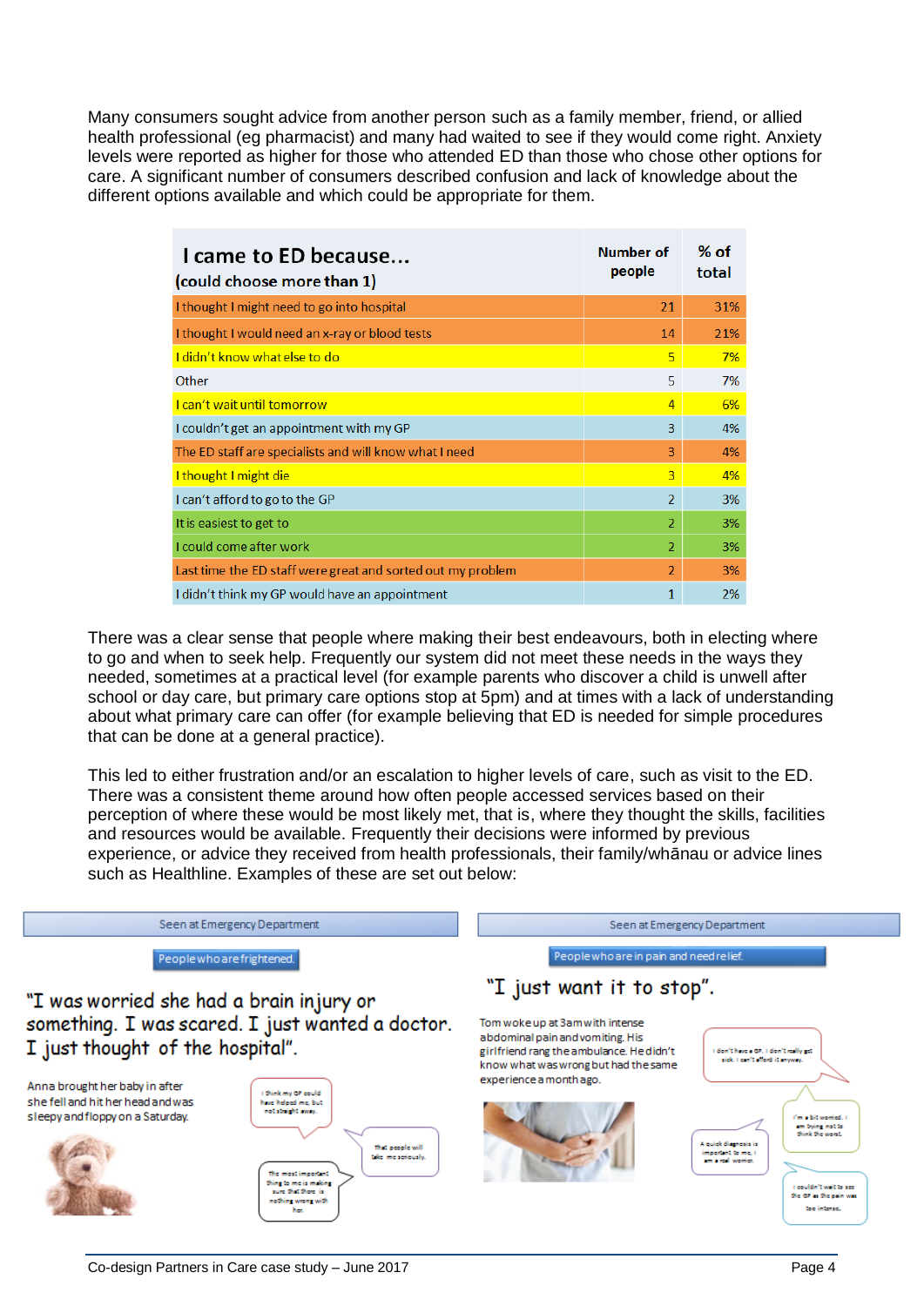Many consumers sought advice from another person such as a family member, friend, or allied health professional (eg pharmacist) and many had waited to see if they would come right. Anxiety levels were reported as higher for those who attended ED than those who chose other options for care. A significant number of consumers described confusion and lack of knowledge about the different options available and which could be appropriate for them.

| **I came to ED because...** (could choose more than 1) | Number of people | % of total |
|---|---|---|
| I thought I might need to go into hospital | 21 | 31% |
| I thought I would need an x-ray or blood tests | 14 | 21% |
| I didn't know what else to do | 5 | 7% |
| Other | 5 | 7% |
| I can't wait until tomorrow | 4 | 6% |
| I couldn't get an appointment with my GP | 3 | 4% |
| The ED staff are specialists and will know what I need | 3 | 4% |
| I thought I might die | 3 | 4% |
| I can't afford to go to the GP | 2 | 3% |
| It is easiest to get to | 2 | 3% |
| I could come after work | 2 | 3% |
| Last time the ED staff were great and sorted out my problem | 2 | 3% |
| I didn't think my GP would have an appointment | 1 | 2% |

There was a clear sense that people where making their best endeavours, both in electing where to go and when to seek help. Frequently our system did not meet these needs in the ways they needed, sometimes at a practical level (for example parents who discover a child is unwell after school or day care, but primary care options stop at 5pm) and at times with a lack of understanding about what primary care can offer (for example believing that ED is needed for simple procedures that can be done at a general practice).

This led to either frustration and/or an escalation to higher levels of care, such as visit to the ED. There was a consistent theme around how often people accessed services based on their perception of where these would be most likely met, that is, where they thought the skills, facilities and resources would be available. Frequently their decisions were informed by previous experience, or advice they received from health professionals, their family/whānau or advice lines such as Healthline. Examples of these are set out below:

**Seen at Emergency Department**

People who are frightened.

"I was worried she had a brain injury or something. I was scared. I just wanted a doctor. I just thought of the hospital".

Anna brought her baby in after she fell and hit her head and was sleepy and floppy on a Saturday.

I think my GP could have helped me, but not straight away.

That people will take me seriously.

The most important thing to me is making sure that there is nothing wrong with her.

**Seen at Emergency Department**

People who are in pain and need relief.

"I just want it to stop".

Tom woke up at 3am with intense abdominal pain and vomiting. His girlfriend rang the ambulance. He didn't know what was wrong but had the same experience a month ago.

I don't have a GP. I don't really get sick. I can't afford it anyway.

I'm a bit worried. I am trying not to think the worst.

A quick diagnosis is important to me. I am a real worrier.

I couldn't wait to see the GP as the pain was too intense.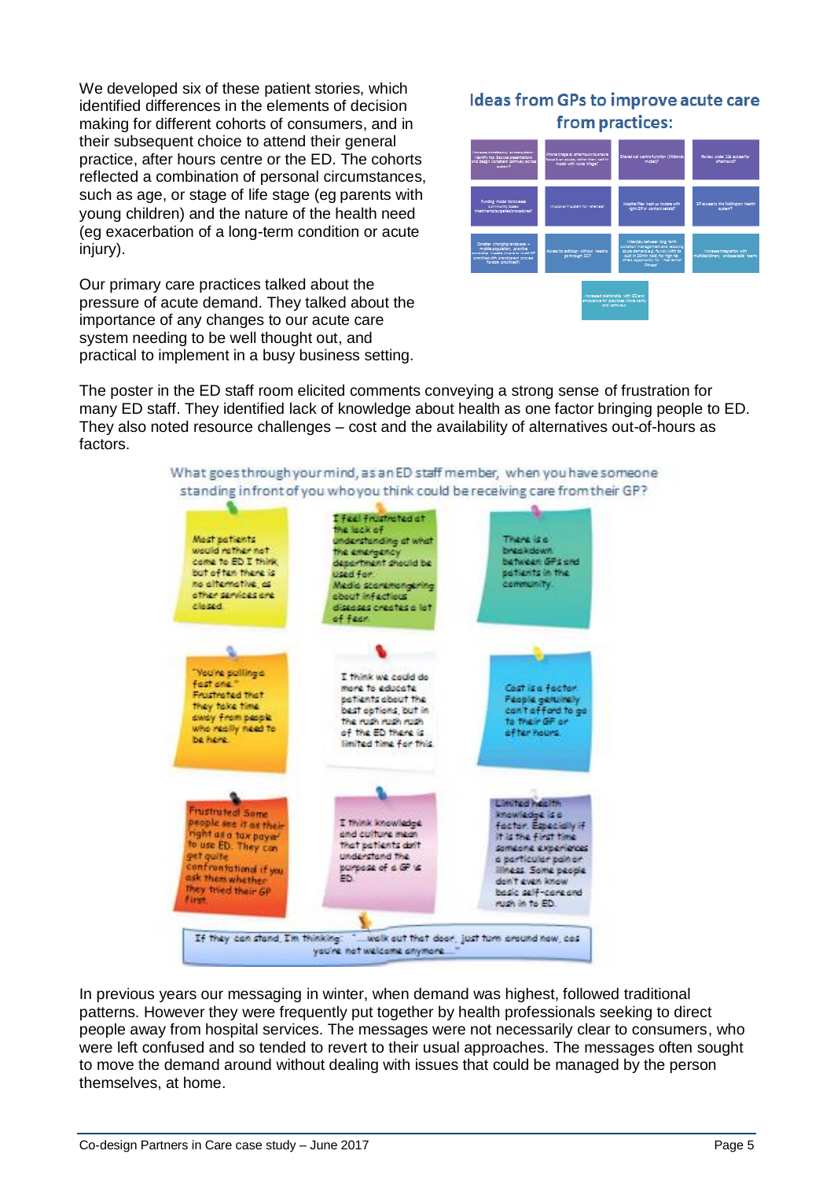We developed six of these patient stories, which identified differences in the elements of decision making for different cohorts of consumers, and in their subsequent choice to attend their general practice, after hours centre or the ED. The cohorts reflected a combination of personal circumstances, such as age, or stage of life stage (eg parents with young children) and the nature of the health need (eg exacerbation of a long-term condition or acute injury).

Our primary care practices talked about the pressure of acute demand. They talked about the importance of any changes to our acute care system needing to be well thought out, and practical to implement in a busy business setting.

## Ideas from GPs to improve acute care from practices:

The poster in the ED staff room elicited comments conveying a strong sense of frustration for many ED staff. They identified lack of knowledge about health as one factor bringing people to ED. They also noted resource challenges – cost and the availability of alternatives out-of-hours as factors.

What goes through your mind, as an ED staff member, when you have someone standing in front of you who you think could be receiving care from their GP?

- Most patients would rather not come to ED I think but often there is no alternative, as other services are closed.
- I feel frustrated at the lack of understanding at what the emergency department should be used for. Media scaremongering about infectious diseases creates a lot of fear.
- There is a breakdown between GPs and patients in the community.
- "You're pulling a fast one." Frustrated that they take time away from people who really need to be here.
- I think we could do more to educate patients about the best options, but in the rush rush rush of the ED there is limited time for this.
- Cost is a factor. People genuinely can't afford to go to their GP or after hours.
- Frustrated. Some people see it as their right as a tax payer to use ED. They can get quite confrontational if you ask them whether they tried their GP first.
- I think knowledge and culture mean that patients don't understand the purpose of a GP vs ED.
- Limited health knowledge is a factor. Especially if it is the first time someone experiences a particular pain or illness. Some people don't even know basic self-care and rush in to ED.
- If they can stand, I'm thinking: "...walk out that door, just turn around now, cos you're not welcome anymore..."

In previous years our messaging in winter, when demand was highest, followed traditional patterns. However they were frequently put together by health professionals seeking to direct people away from hospital services. The messages were not necessarily clear to consumers, who were left confused and so tended to revert to their usual approaches. The messages often sought to move the demand around without dealing with issues that could be managed by the person themselves, at home.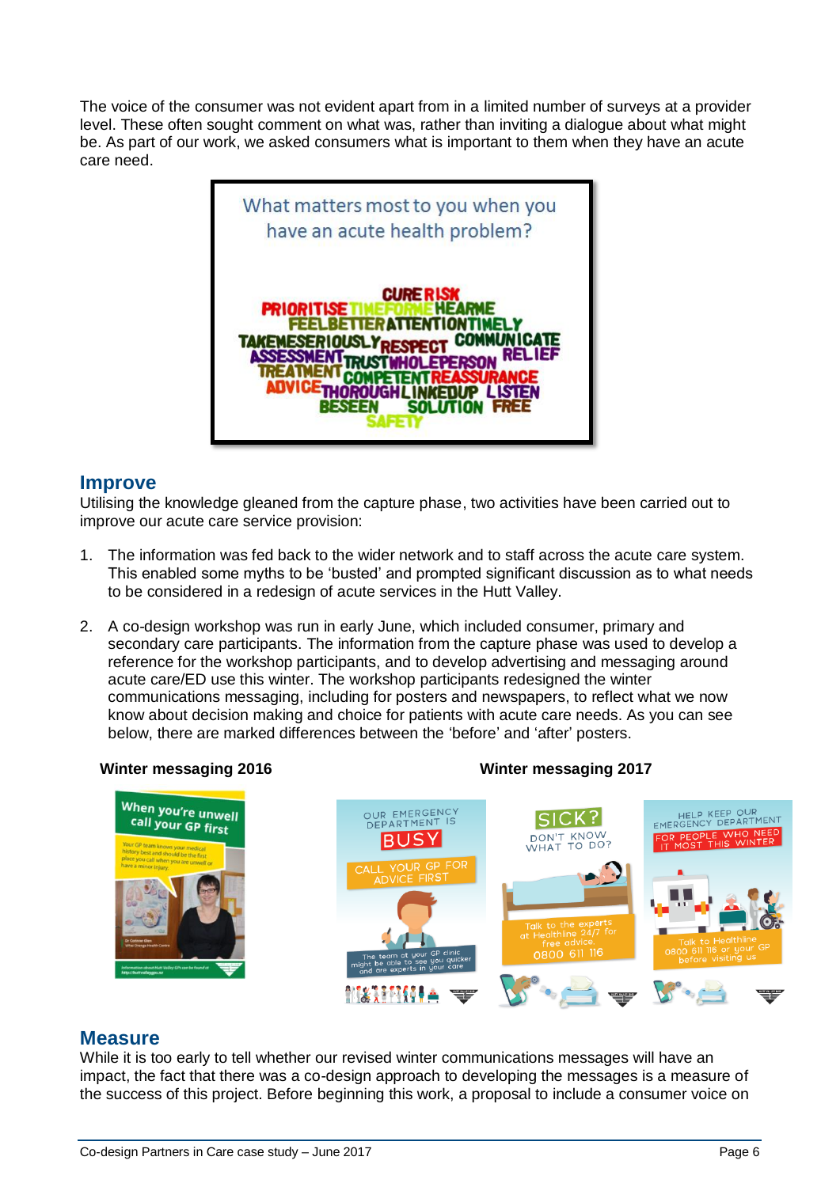The voice of the consumer was not evident apart from in a limited number of surveys at a provider level. These often sought comment on what was, rather than inviting a dialogue about what might be. As part of our work, we asked consumers what is important to them when they have an acute care need.

## Improve

Utilising the knowledge gleaned from the capture phase, two activities have been carried out to improve our acute care service provision:

1. The information was fed back to the wider network and to staff across the acute care system. This enabled some myths to be 'busted' and prompted significant discussion as to what needs to be considered in a redesign of acute services in the Hutt Valley.

2. A co-design workshop was run in early June, which included consumer, primary and secondary care participants. The information from the capture phase was used to develop a reference for the workshop participants, and to develop advertising and messaging around acute care/ED use this winter. The workshop participants redesigned the winter communications messaging, including for posters and newspapers, to reflect what we now know about decision making and choice for patients with acute care needs. As you can see below, there are marked differences between the 'before' and 'after' posters.

**Winter messaging 2016**

**Winter messaging 2017**

## Measure

While it is too early to tell whether our revised winter communications messages will have an impact, the fact that there was a co-design approach to developing the messages is a measure of the success of this project. Before beginning this work, a proposal to include a consumer voice on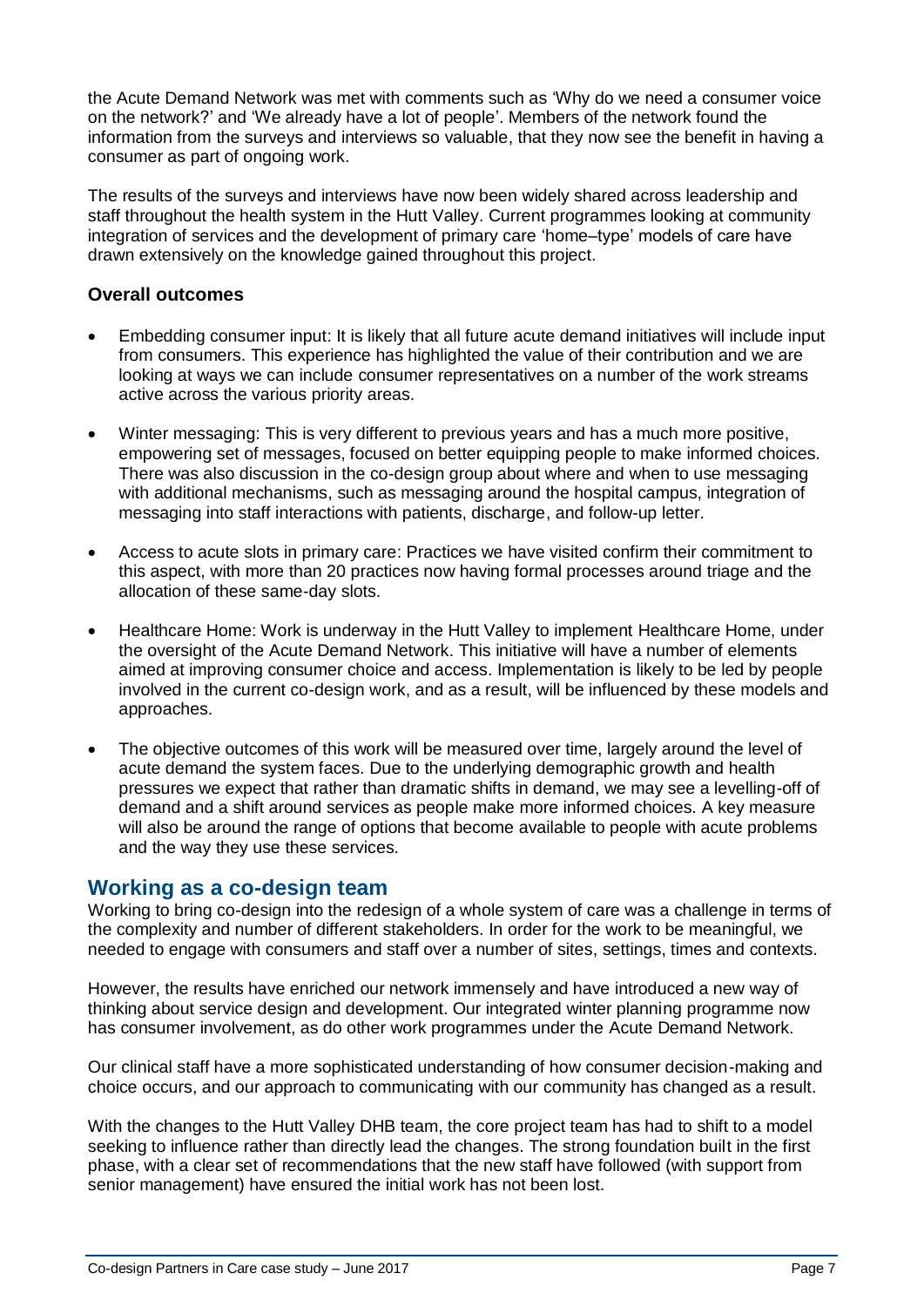the Acute Demand Network was met with comments such as 'Why do we need a consumer voice on the network?' and 'We already have a lot of people'. Members of the network found the information from the surveys and interviews so valuable, that they now see the benefit in having a consumer as part of ongoing work.

The results of the surveys and interviews have now been widely shared across leadership and staff throughout the health system in the Hutt Valley. Current programmes looking at community integration of services and the development of primary care 'home–type' models of care have drawn extensively on the knowledge gained throughout this project.

### Overall outcomes

- Embedding consumer input: It is likely that all future acute demand initiatives will include input from consumers. This experience has highlighted the value of their contribution and we are looking at ways we can include consumer representatives on a number of the work streams active across the various priority areas.
- Winter messaging: This is very different to previous years and has a much more positive, empowering set of messages, focused on better equipping people to make informed choices. There was also discussion in the co-design group about where and when to use messaging with additional mechanisms, such as messaging around the hospital campus, integration of messaging into staff interactions with patients, discharge, and follow-up letter.
- Access to acute slots in primary care: Practices we have visited confirm their commitment to this aspect, with more than 20 practices now having formal processes around triage and the allocation of these same-day slots.
- Healthcare Home: Work is underway in the Hutt Valley to implement Healthcare Home, under the oversight of the Acute Demand Network. This initiative will have a number of elements aimed at improving consumer choice and access. Implementation is likely to be led by people involved in the current co-design work, and as a result, will be influenced by these models and approaches.
- The objective outcomes of this work will be measured over time, largely around the level of acute demand the system faces. Due to the underlying demographic growth and health pressures we expect that rather than dramatic shifts in demand, we may see a levelling-off of demand and a shift around services as people make more informed choices. A key measure will also be around the range of options that become available to people with acute problems and the way they use these services.

## Working as a co-design team

Working to bring co-design into the redesign of a whole system of care was a challenge in terms of the complexity and number of different stakeholders. In order for the work to be meaningful, we needed to engage with consumers and staff over a number of sites, settings, times and contexts.

However, the results have enriched our network immensely and have introduced a new way of thinking about service design and development. Our integrated winter planning programme now has consumer involvement, as do other work programmes under the Acute Demand Network.

Our clinical staff have a more sophisticated understanding of how consumer decision-making and choice occurs, and our approach to communicating with our community has changed as a result.

With the changes to the Hutt Valley DHB team, the core project team has had to shift to a model seeking to influence rather than directly lead the changes. The strong foundation built in the first phase, with a clear set of recommendations that the new staff have followed (with support from senior management) have ensured the initial work has not been lost.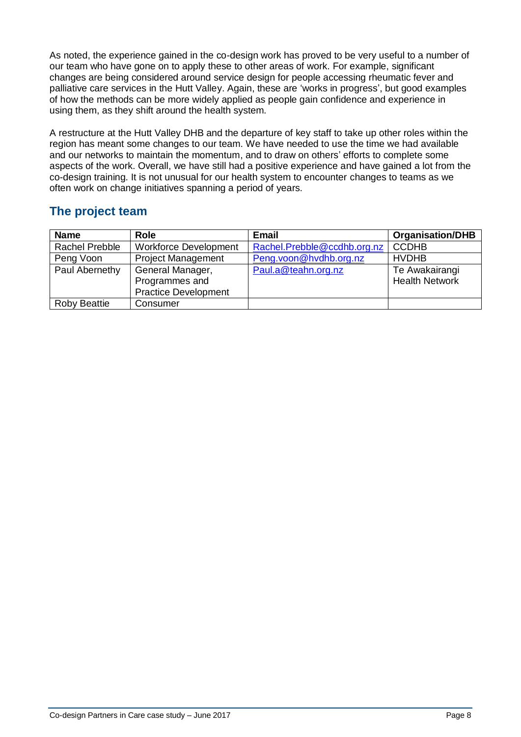As noted, the experience gained in the co-design work has proved to be very useful to a number of our team who have gone on to apply these to other areas of work. For example, significant changes are being considered around service design for people accessing rheumatic fever and palliative care services in the Hutt Valley. Again, these are 'works in progress', but good examples of how the methods can be more widely applied as people gain confidence and experience in using them, as they shift around the health system.

A restructure at the Hutt Valley DHB and the departure of key staff to take up other roles within the region has meant some changes to our team. We have needed to use the time we had available and our networks to maintain the momentum, and to draw on others' efforts to complete some aspects of the work. Overall, we have still had a positive experience and have gained a lot from the co-design training. It is not unusual for our health system to encounter changes to teams as we often work on change initiatives spanning a period of years.

## The project team

| Name | Role | Email | Organisation/DHB |
| --- | --- | --- | --- |
| Rachel Prebble | Workforce Development | Rachel.Prebble@ccdhb.org.nz | CCDHB |
| Peng Voon | Project Management | Peng.voon@hvdhb.org.nz | HVDHB |
| Paul Abernethy | General Manager, Programmes and Practice Development | Paul.a@teahn.org.nz | Te Awakairangi Health Network |
| Roby Beattie | Consumer | | |